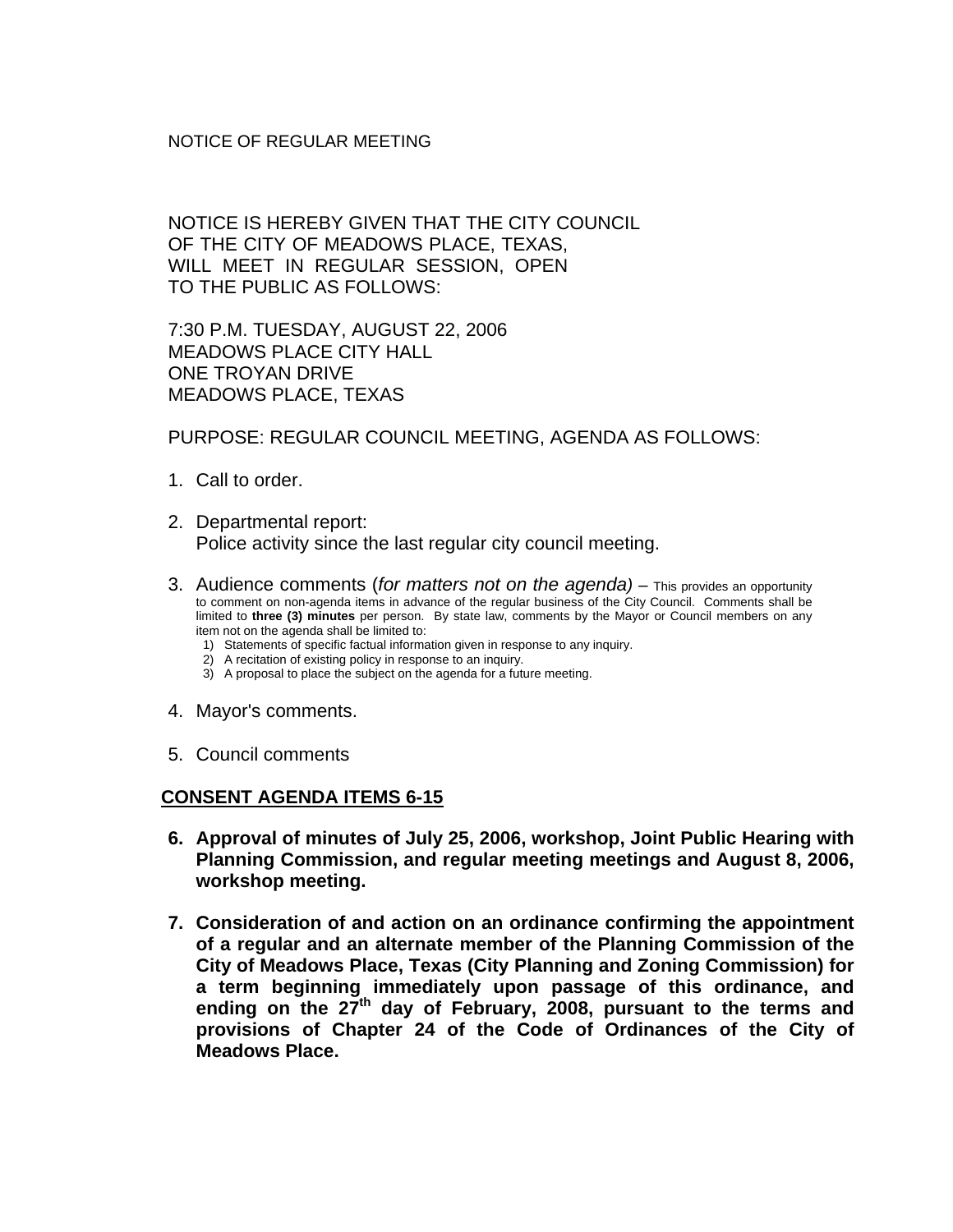NOTICE OF REGULAR MEETING

NOTICE IS HEREBY GIVEN THAT THE CITY COUNCIL OF THE CITY OF MEADOWS PLACE, TEXAS, WILL MEET IN REGULAR SESSION, OPEN TO THE PUBLIC AS FOLLOWS:

7:30 P.M. TUESDAY, AUGUST 22, 2006
MEADOWS PLACE CITY HALL
ONE TROYAN DRIVE
MEADOWS PLACE, TEXAS

PURPOSE: REGULAR COUNCIL MEETING, AGENDA AS FOLLOWS:

1. Call to order.

2. Departmental report:
   Police activity since the last regular city council meeting.

3. Audience comments (*for matters not on the agenda)* – This provides an opportunity to comment on non-agenda items in advance of the regular business of the City Council. Comments shall be limited to **three (3) minutes** per person. By state law, comments by the Mayor or Council members on any item not on the agenda shall be limited to:
   1) Statements of specific factual information given in response to any inquiry.
   2) A recitation of existing policy in response to an inquiry.
   3) A proposal to place the subject on the agenda for a future meeting.

4. Mayor's comments.

5. Council comments

**CONSENT AGENDA ITEMS 6-15**

6. **Approval of minutes of July 25, 2006, workshop, Joint Public Hearing with Planning Commission, and regular meeting meetings and August 8, 2006, workshop meeting.**

7. **Consideration of and action on an ordinance confirming the appointment of a regular and an alternate member of the Planning Commission of the City of Meadows Place, Texas (City Planning and Zoning Commission) for a term beginning immediately upon passage of this ordinance, and ending on the 27th day of February, 2008, pursuant to the terms and provisions of Chapter 24 of the Code of Ordinances of the City of Meadows Place.**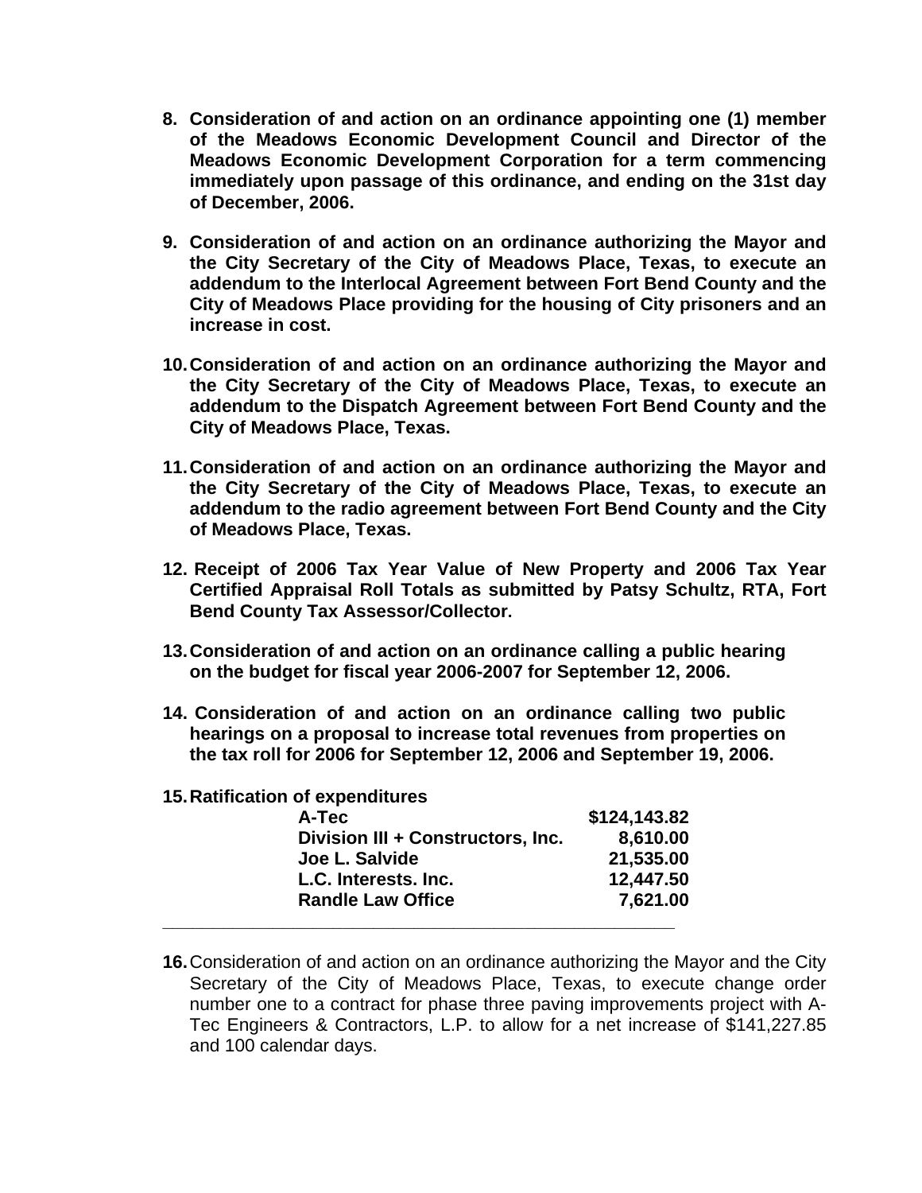8. **Consideration of and action on an ordinance appointing one (1) member of the Meadows Economic Development Council and Director of the Meadows Economic Development Corporation for a term commencing immediately upon passage of this ordinance, and ending on the 31st day of December, 2006.**

9. **Consideration of and action on an ordinance authorizing the Mayor and the City Secretary of the City of Meadows Place, Texas, to execute an addendum to the Interlocal Agreement between Fort Bend County and the City of Meadows Place providing for the housing of City prisoners and an increase in cost.**

10. **Consideration of and action on an ordinance authorizing the Mayor and the City Secretary of the City of Meadows Place, Texas, to execute an addendum to the Dispatch Agreement between Fort Bend County and the City of Meadows Place, Texas.**

11. **Consideration of and action on an ordinance authorizing the Mayor and the City Secretary of the City of Meadows Place, Texas, to execute an addendum to the radio agreement between Fort Bend County and the City of Meadows Place, Texas.**

12. **Receipt of 2006 Tax Year Value of New Property and 2006 Tax Year Certified Appraisal Roll Totals as submitted by Patsy Schultz, RTA, Fort Bend County Tax Assessor/Collector.**

13. **Consideration of and action on an ordinance calling a public hearing on the budget for fiscal year 2006-2007 for September 12, 2006.**

14. **Consideration of and action on an ordinance calling two public hearings on a proposal to increase total revenues from properties on the tax roll for 2006 for September 12, 2006 and September 19, 2006.**

15. **Ratification of expenditures**

| | |
|---|---|
| **A-Tec** | **$124,143.82** |
| **Division III + Constructors, Inc.** | **8,610.00** |
| **Joe L. Salvide** | **21,535.00** |
| **L.C. Interests. Inc.** | **12,447.50** |
| **Randle Law Office** | **7,621.00** |

---

16. Consideration of and action on an ordinance authorizing the Mayor and the City Secretary of the City of Meadows Place, Texas, to execute change order number one to a contract for phase three paving improvements project with A-Tec Engineers & Contractors, L.P. to allow for a net increase of $141,227.85 and 100 calendar days.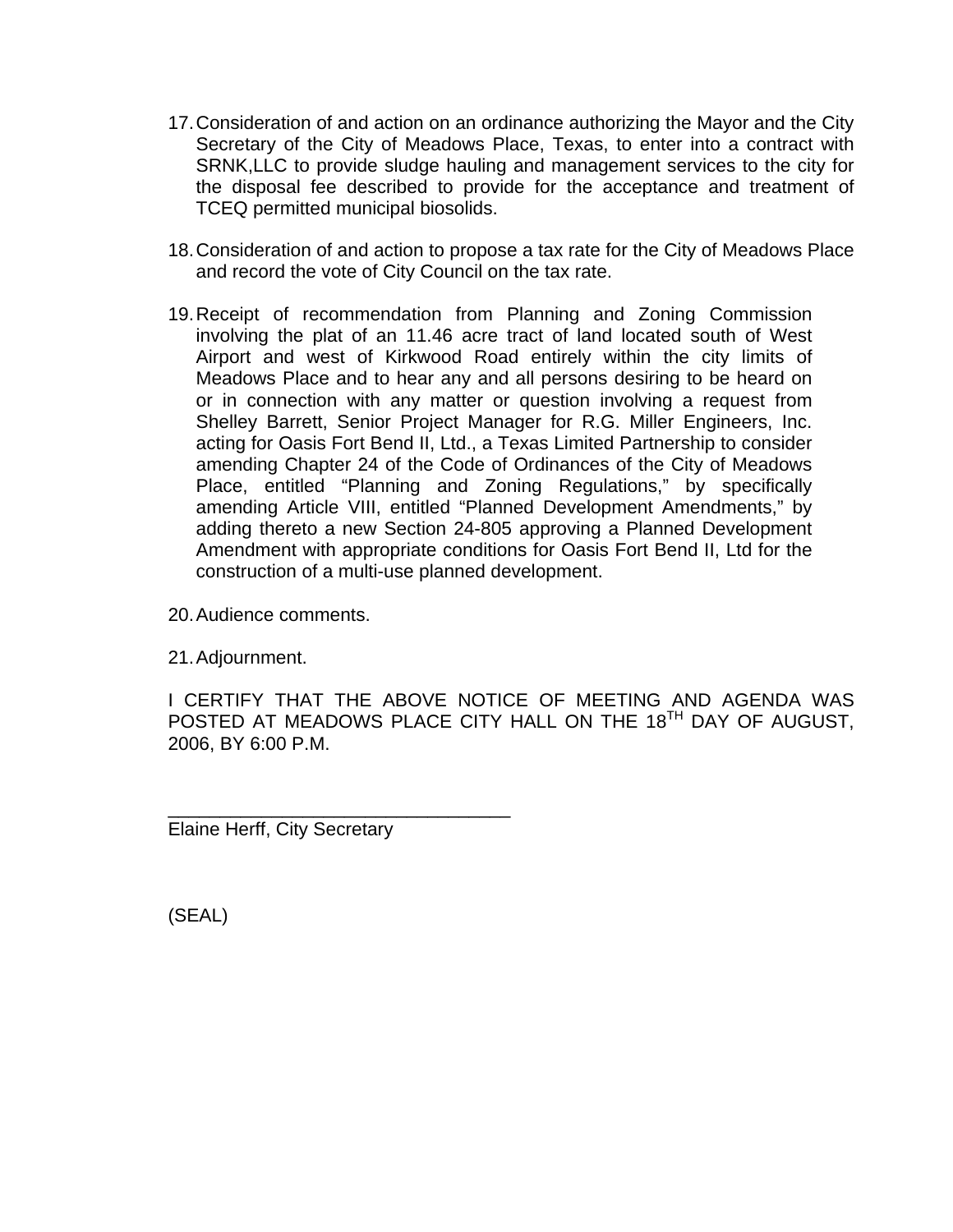17. Consideration of and action on an ordinance authorizing the Mayor and the City Secretary of the City of Meadows Place, Texas, to enter into a contract with SRNK,LLC to provide sludge hauling and management services to the city for the disposal fee described to provide for the acceptance and treatment of TCEQ permitted municipal biosolids.

18. Consideration of and action to propose a tax rate for the City of Meadows Place and record the vote of City Council on the tax rate.

19. Receipt of recommendation from Planning and Zoning Commission involving the plat of an 11.46 acre tract of land located south of West Airport and west of Kirkwood Road entirely within the city limits of Meadows Place and to hear any and all persons desiring to be heard on or in connection with any matter or question involving a request from Shelley Barrett, Senior Project Manager for R.G. Miller Engineers, Inc. acting for Oasis Fort Bend II, Ltd., a Texas Limited Partnership to consider amending Chapter 24 of the Code of Ordinances of the City of Meadows Place, entitled "Planning and Zoning Regulations," by specifically amending Article VIII, entitled "Planned Development Amendments," by adding thereto a new Section 24-805 approving a Planned Development Amendment with appropriate conditions for Oasis Fort Bend II, Ltd for the construction of a multi-use planned development.

20. Audience comments.

21. Adjournment.

I CERTIFY THAT THE ABOVE NOTICE OF MEETING AND AGENDA WAS POSTED AT MEADOWS PLACE CITY HALL ON THE 18TH DAY OF AUGUST, 2006, BY 6:00 P.M.

\_\_\_\_\_\_\_\_\_\_\_\_\_\_\_\_\_\_\_\_\_\_\_\_\_\_\_\_\_\_\_\_\_\_

Elaine Herff, City Secretary

(SEAL)